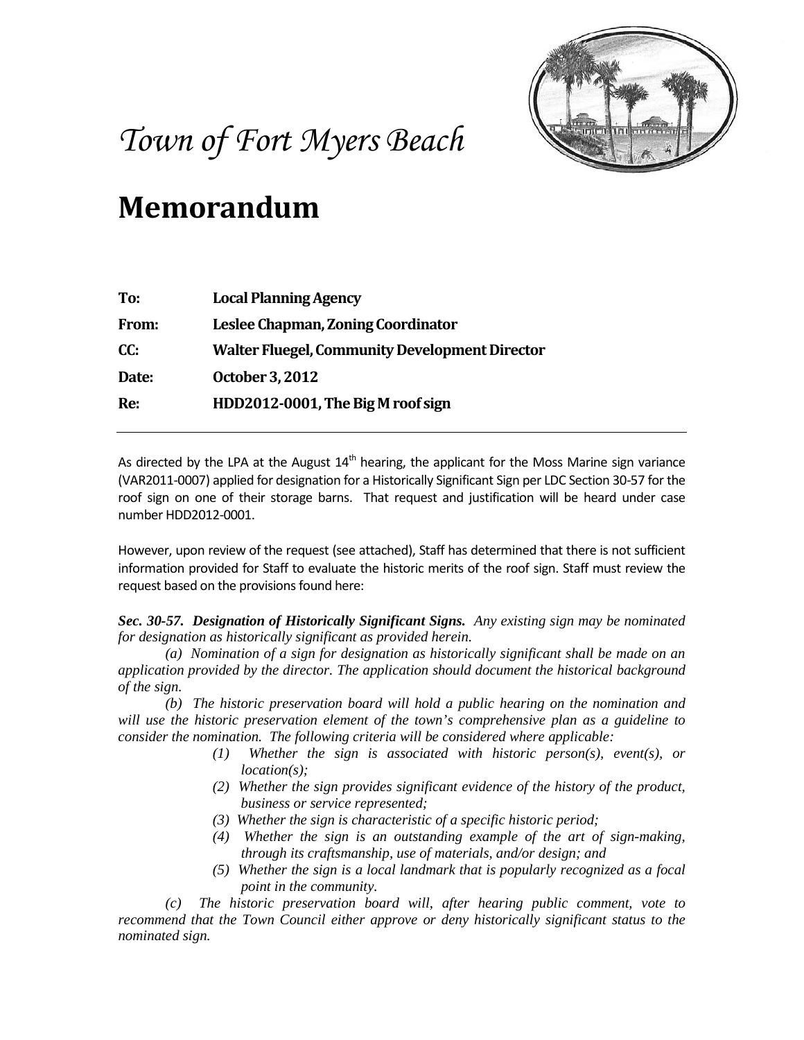# Town of Fort Myers Beach

# Memorandum

**To:** **Local Planning Agency**

**From:** **Leslee Chapman, Zoning Coordinator**

**CC:** **Walter Fluegel, Community Development Director**

**Date:** **October 3, 2012**

**Re:** **HDD2012-0001, The Big M roof sign**

---

As directed by the LPA at the August 14th hearing, the applicant for the Moss Marine sign variance (VAR2011-0007) applied for designation for a Historically Significant Sign per LDC Section 30-57 for the roof sign on one of their storage barns. That request and justification will be heard under case number HDD2012-0001.

However, upon review of the request (see attached), Staff has determined that there is not sufficient information provided for Staff to evaluate the historic merits of the roof sign. Staff must review the request based on the provisions found here:

***Sec. 30-57. Designation of Historically Significant Signs.*** *Any existing sign may be nominated for designation as historically significant as provided herein.*

*(a) Nomination of a sign for designation as historically significant shall be made on an application provided by the director. The application should document the historical background of the sign.*

*(b) The historic preservation board will hold a public hearing on the nomination and will use the historic preservation element of the town's comprehensive plan as a guideline to consider the nomination. The following criteria will be considered where applicable:*

- *(1) Whether the sign is associated with historic person(s), event(s), or location(s);*
- *(2) Whether the sign provides significant evidence of the history of the product, business or service represented;*
- *(3) Whether the sign is characteristic of a specific historic period;*
- *(4) Whether the sign is an outstanding example of the art of sign-making, through its craftsmanship, use of materials, and/or design; and*
- *(5) Whether the sign is a local landmark that is popularly recognized as a focal point in the community.*

*(c) The historic preservation board will, after hearing public comment, vote to recommend that the Town Council either approve or deny historically significant status to the nominated sign.*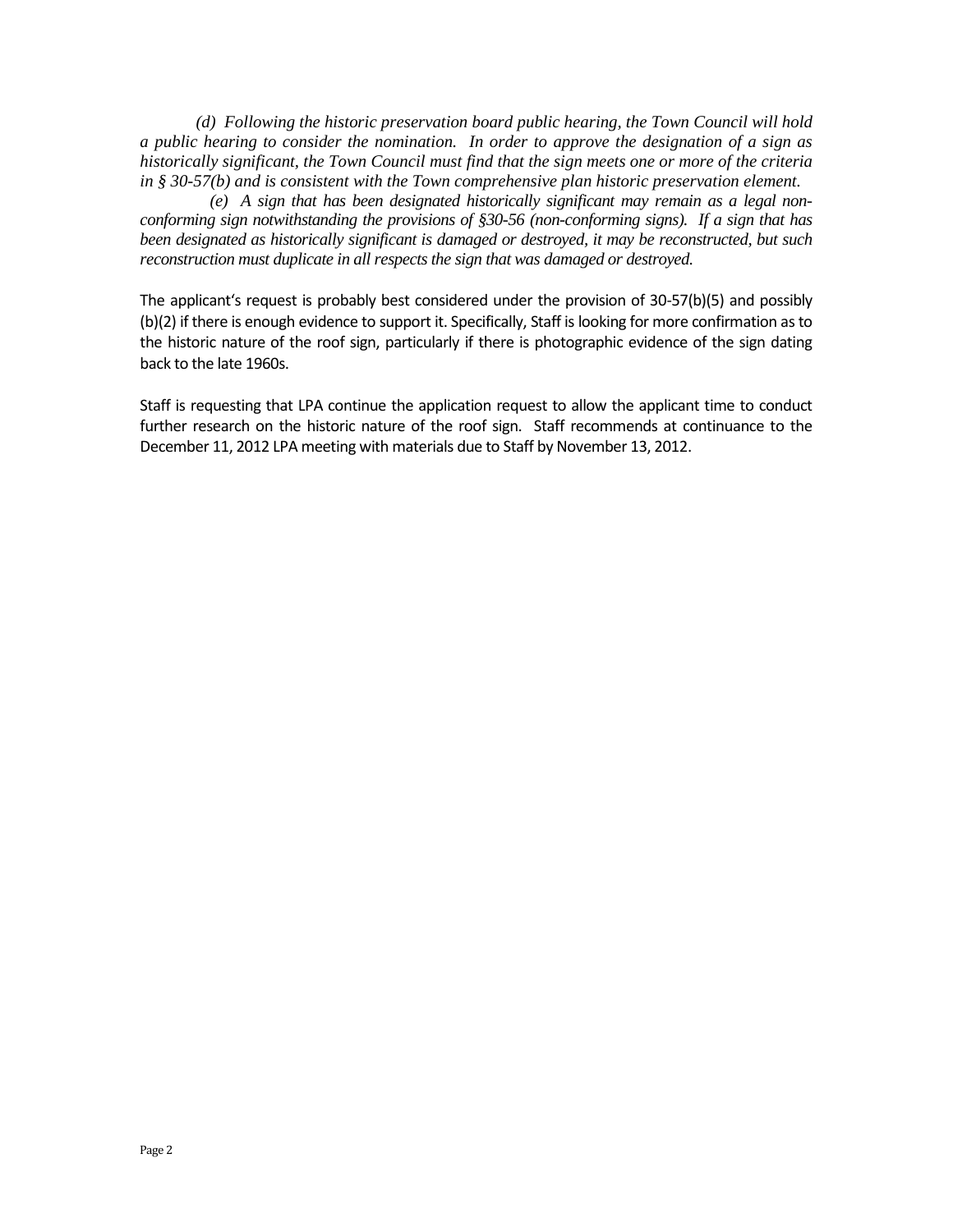*(d) Following the historic preservation board public hearing, the Town Council will hold a public hearing to consider the nomination. In order to approve the designation of a sign as historically significant, the Town Council must find that the sign meets one or more of the criteria in § 30-57(b) and is consistent with the Town comprehensive plan historic preservation element.*

*(e) A sign that has been designated historically significant may remain as a legal non-conforming sign notwithstanding the provisions of §30-56 (non-conforming signs). If a sign that has been designated as historically significant is damaged or destroyed, it may be reconstructed, but such reconstruction must duplicate in all respects the sign that was damaged or destroyed.*

The applicant's request is probably best considered under the provision of 30-57(b)(5) and possibly (b)(2) if there is enough evidence to support it. Specifically, Staff is looking for more confirmation as to the historic nature of the roof sign, particularly if there is photographic evidence of the sign dating back to the late 1960s.

Staff is requesting that LPA continue the application request to allow the applicant time to conduct further research on the historic nature of the roof sign. Staff recommends at continuance to the December 11, 2012 LPA meeting with materials due to Staff by November 13, 2012.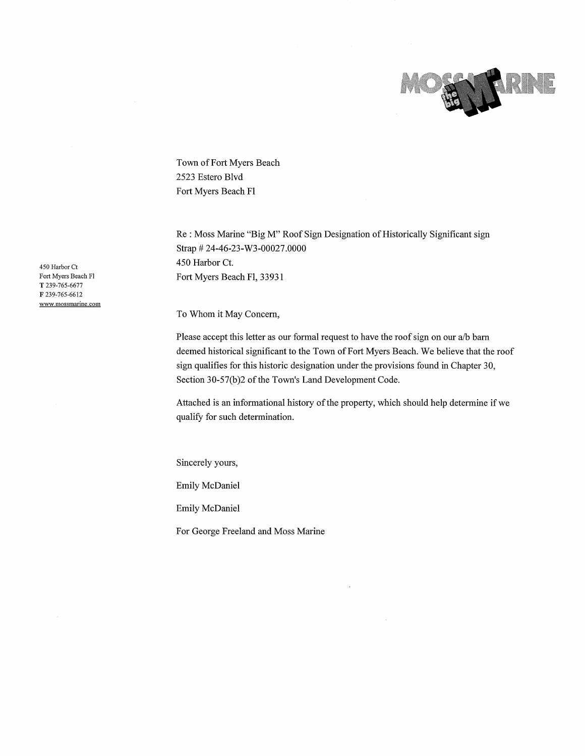450 Harbor Ct
Fort Myers Beach Fl
**T** 239-765-6677
**F** 239-765-6612
www.mossmarine.com

Town of Fort Myers Beach
2523 Estero Blvd
Fort Myers Beach Fl

Re : Moss Marine "Big M" Roof Sign Designation of Historically Significant sign
Strap # 24-46-23-W3-00027.0000
450 Harbor Ct.
Fort Myers Beach Fl, 33931

To Whom it May Concern,

Please accept this letter as our formal request to have the roof sign on our a/b barn deemed historical significant to the Town of Fort Myers Beach. We believe that the roof sign qualifies for this historic designation under the provisions found in Chapter 30, Section 30-57(b)2 of the Town's Land Development Code.

Attached is an informational history of the property, which should help determine if we qualify for such determination.

Sincerely yours,

Emily McDaniel

Emily McDaniel

For George Freeland and Moss Marine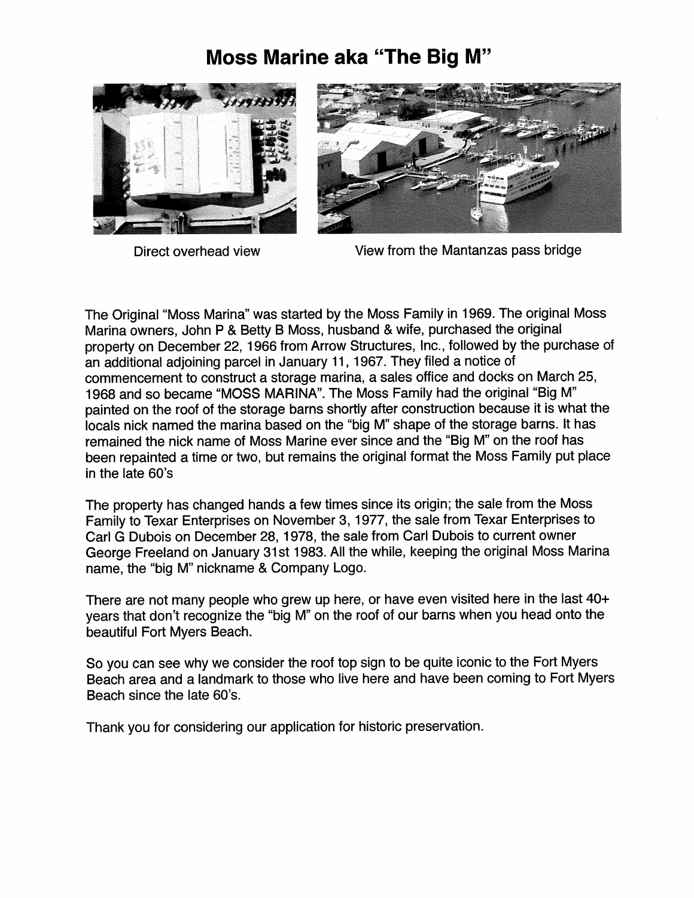# Moss Marine aka "The Big M"

Direct overhead view

View from the Mantanzas pass bridge

The Original "Moss Marina" was started by the Moss Family in 1969. The original Moss Marina owners, John P & Betty B Moss, husband & wife, purchased the original property on December 22, 1966 from Arrow Structures, Inc., followed by the purchase of an additional adjoining parcel in January 11, 1967. They filed a notice of commencement to construct a storage marina, a sales office and docks on March 25, 1968 and so became "MOSS MARINA". The Moss Family had the original "Big M" painted on the roof of the storage barns shortly after construction because it is what the locals nick named the marina based on the "big M" shape of the storage barns. It has remained the nick name of Moss Marine ever since and the "Big M" on the roof has been repainted a time or two, but remains the original format the Moss Family put place in the late 60's

The property has changed hands a few times since its origin; the sale from the Moss Family to Texar Enterprises on November 3, 1977, the sale from Texar Enterprises to Carl G Dubois on December 28, 1978, the sale from Carl Dubois to current owner George Freeland on January 31st 1983. All the while, keeping the original Moss Marina name, the "big M" nickname & Company Logo.

There are not many people who grew up here, or have even visited here in the last 40+ years that don't recognize the "big M" on the roof of our barns when you head onto the beautiful Fort Myers Beach.

So you can see why we consider the roof top sign to be quite iconic to the Fort Myers Beach area and a landmark to those who live here and have been coming to Fort Myers Beach since the late 60's.

Thank you for considering our application for historic preservation.